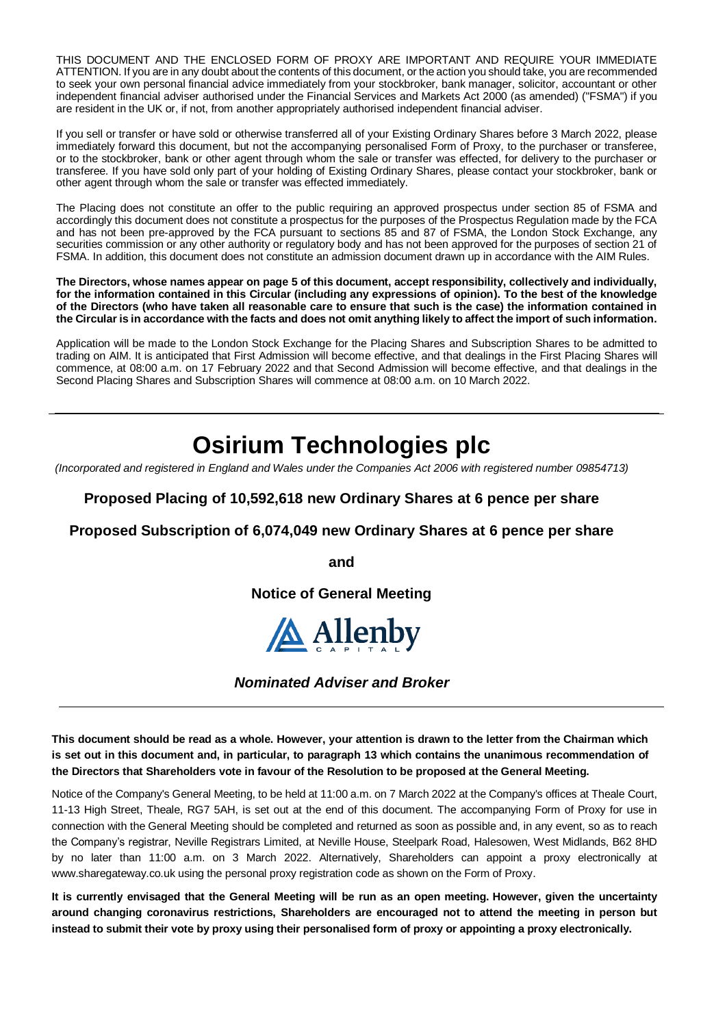THIS DOCUMENT AND THE ENCLOSED FORM OF PROXY ARE IMPORTANT AND REQUIRE YOUR IMMEDIATE ATTENTION. If you are in any doubt about the contents of this document, or the action you should take, you are recommended to seek your own personal financial advice immediately from your stockbroker, bank manager, solicitor, accountant or other independent financial adviser authorised under the Financial Services and Markets Act 2000 (as amended) ("FSMA") if you are resident in the UK or, if not, from another appropriately authorised independent financial adviser.

If you sell or transfer or have sold or otherwise transferred all of your Existing Ordinary Shares before 3 March 2022, please immediately forward this document, but not the accompanying personalised Form of Proxy, to the purchaser or transferee, or to the stockbroker, bank or other agent through whom the sale or transfer was effected, for delivery to the purchaser or transferee. If you have sold only part of your holding of Existing Ordinary Shares, please contact your stockbroker, bank or other agent through whom the sale or transfer was effected immediately.

The Placing does not constitute an offer to the public requiring an approved prospectus under section 85 of FSMA and accordingly this document does not constitute a prospectus for the purposes of the Prospectus Regulation made by the FCA and has not been pre-approved by the FCA pursuant to sections 85 and 87 of FSMA, the London Stock Exchange, any securities commission or any other authority or regulatory body and has not been approved for the purposes of section 21 of FSMA. In addition, this document does not constitute an admission document drawn up in accordance with the AIM Rules.

**The Directors, whose names appear on page 5 of this document, accept responsibility, collectively and individually, for the information contained in this Circular (including any expressions of opinion). To the best of the knowledge of the Directors (who have taken all reasonable care to ensure that such is the case) the information contained in the Circular is in accordance with the facts and does not omit anything likely to affect the import of such information.**

Application will be made to the London Stock Exchange for the Placing Shares and Subscription Shares to be admitted to trading on AIM. It is anticipated that First Admission will become effective, and that dealings in the First Placing Shares will commence, at 08:00 a.m. on 17 February 2022 and that Second Admission will become effective, and that dealings in the Second Placing Shares and Subscription Shares will commence at 08:00 a.m. on 10 March 2022.

---

# Osirium Technologies plc

*(Incorporated and registered in England and Wales under the Companies Act 2006 with registered number 09854713)*

## Proposed Placing of 10,592,618 new Ordinary Shares at 6 pence per share

## Proposed Subscription of 6,074,049 new Ordinary Shares at 6 pence per share

**and**

## Notice of General Meeting

Allenby CAPITAL

***Nominated Adviser and Broker***

---

**This document should be read as a whole. However, your attention is drawn to the letter from the Chairman which is set out in this document and, in particular, to paragraph 13 which contains the unanimous recommendation of the Directors that Shareholders vote in favour of the Resolution to be proposed at the General Meeting.**

Notice of the Company's General Meeting, to be held at 11:00 a.m. on 7 March 2022 at the Company's offices at Theale Court, 11-13 High Street, Theale, RG7 5AH, is set out at the end of this document. The accompanying Form of Proxy for use in connection with the General Meeting should be completed and returned as soon as possible and, in any event, so as to reach the Company's registrar, Neville Registrars Limited, at Neville House, Steelpark Road, Halesowen, West Midlands, B62 8HD by no later than 11:00 a.m. on 3 March 2022. Alternatively, Shareholders can appoint a proxy electronically at www.sharegateway.co.uk using the personal proxy registration code as shown on the Form of Proxy.

**It is currently envisaged that the General Meeting will be run as an open meeting. However, given the uncertainty around changing coronavirus restrictions, Shareholders are encouraged not to attend the meeting in person but instead to submit their vote by proxy using their personalised form of proxy or appointing a proxy electronically.**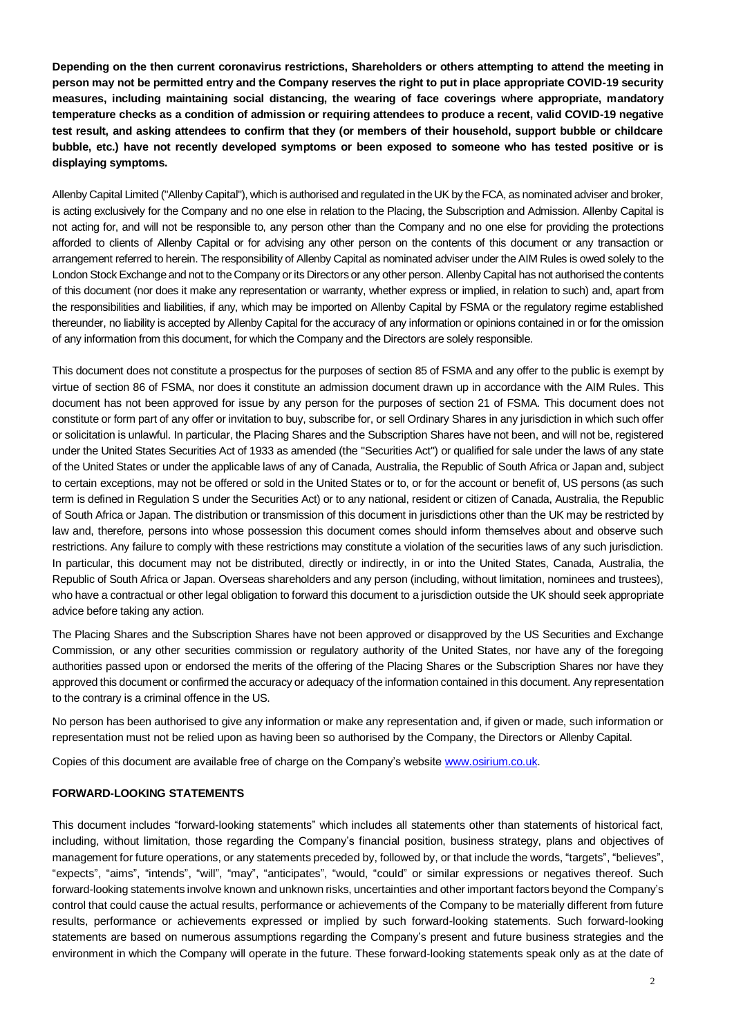**Depending on the then current coronavirus restrictions, Shareholders or others attempting to attend the meeting in person may not be permitted entry and the Company reserves the right to put in place appropriate COVID-19 security measures, including maintaining social distancing, the wearing of face coverings where appropriate, mandatory temperature checks as a condition of admission or requiring attendees to produce a recent, valid COVID-19 negative test result, and asking attendees to confirm that they (or members of their household, support bubble or childcare bubble, etc.) have not recently developed symptoms or been exposed to someone who has tested positive or is displaying symptoms.**

Allenby Capital Limited ("Allenby Capital"), which is authorised and regulated in the UK by the FCA, as nominated adviser and broker, is acting exclusively for the Company and no one else in relation to the Placing, the Subscription and Admission. Allenby Capital is not acting for, and will not be responsible to, any person other than the Company and no one else for providing the protections afforded to clients of Allenby Capital or for advising any other person on the contents of this document or any transaction or arrangement referred to herein. The responsibility of Allenby Capital as nominated adviser under the AIM Rules is owed solely to the London Stock Exchange and not to the Company or its Directors or any other person. Allenby Capital has not authorised the contents of this document (nor does it make any representation or warranty, whether express or implied, in relation to such) and, apart from the responsibilities and liabilities, if any, which may be imported on Allenby Capital by FSMA or the regulatory regime established thereunder, no liability is accepted by Allenby Capital for the accuracy of any information or opinions contained in or for the omission of any information from this document, for which the Company and the Directors are solely responsible.

This document does not constitute a prospectus for the purposes of section 85 of FSMA and any offer to the public is exempt by virtue of section 86 of FSMA, nor does it constitute an admission document drawn up in accordance with the AIM Rules. This document has not been approved for issue by any person for the purposes of section 21 of FSMA. This document does not constitute or form part of any offer or invitation to buy, subscribe for, or sell Ordinary Shares in any jurisdiction in which such offer or solicitation is unlawful. In particular, the Placing Shares and the Subscription Shares have not been, and will not be, registered under the United States Securities Act of 1933 as amended (the "Securities Act") or qualified for sale under the laws of any state of the United States or under the applicable laws of any of Canada, Australia, the Republic of South Africa or Japan and, subject to certain exceptions, may not be offered or sold in the United States or to, or for the account or benefit of, US persons (as such term is defined in Regulation S under the Securities Act) or to any national, resident or citizen of Canada, Australia, the Republic of South Africa or Japan. The distribution or transmission of this document in jurisdictions other than the UK may be restricted by law and, therefore, persons into whose possession this document comes should inform themselves about and observe such restrictions. Any failure to comply with these restrictions may constitute a violation of the securities laws of any such jurisdiction. In particular, this document may not be distributed, directly or indirectly, in or into the United States, Canada, Australia, the Republic of South Africa or Japan. Overseas shareholders and any person (including, without limitation, nominees and trustees), who have a contractual or other legal obligation to forward this document to a jurisdiction outside the UK should seek appropriate advice before taking any action.

The Placing Shares and the Subscription Shares have not been approved or disapproved by the US Securities and Exchange Commission, or any other securities commission or regulatory authority of the United States, nor have any of the foregoing authorities passed upon or endorsed the merits of the offering of the Placing Shares or the Subscription Shares nor have they approved this document or confirmed the accuracy or adequacy of the information contained in this document. Any representation to the contrary is a criminal offence in the US.

No person has been authorised to give any information or make any representation and, if given or made, such information or representation must not be relied upon as having been so authorised by the Company, the Directors or Allenby Capital.

Copies of this document are available free of charge on the Company's website www.osirium.co.uk.

**FORWARD-LOOKING STATEMENTS**

This document includes "forward-looking statements" which includes all statements other than statements of historical fact, including, without limitation, those regarding the Company's financial position, business strategy, plans and objectives of management for future operations, or any statements preceded by, followed by, or that include the words, "targets", "believes", "expects", "aims", "intends", "will", "may", "anticipates", "would, "could" or similar expressions or negatives thereof. Such forward-looking statements involve known and unknown risks, uncertainties and other important factors beyond the Company's control that could cause the actual results, performance or achievements of the Company to be materially different from future results, performance or achievements expressed or implied by such forward-looking statements. Such forward-looking statements are based on numerous assumptions regarding the Company's present and future business strategies and the environment in which the Company will operate in the future. These forward-looking statements speak only as at the date of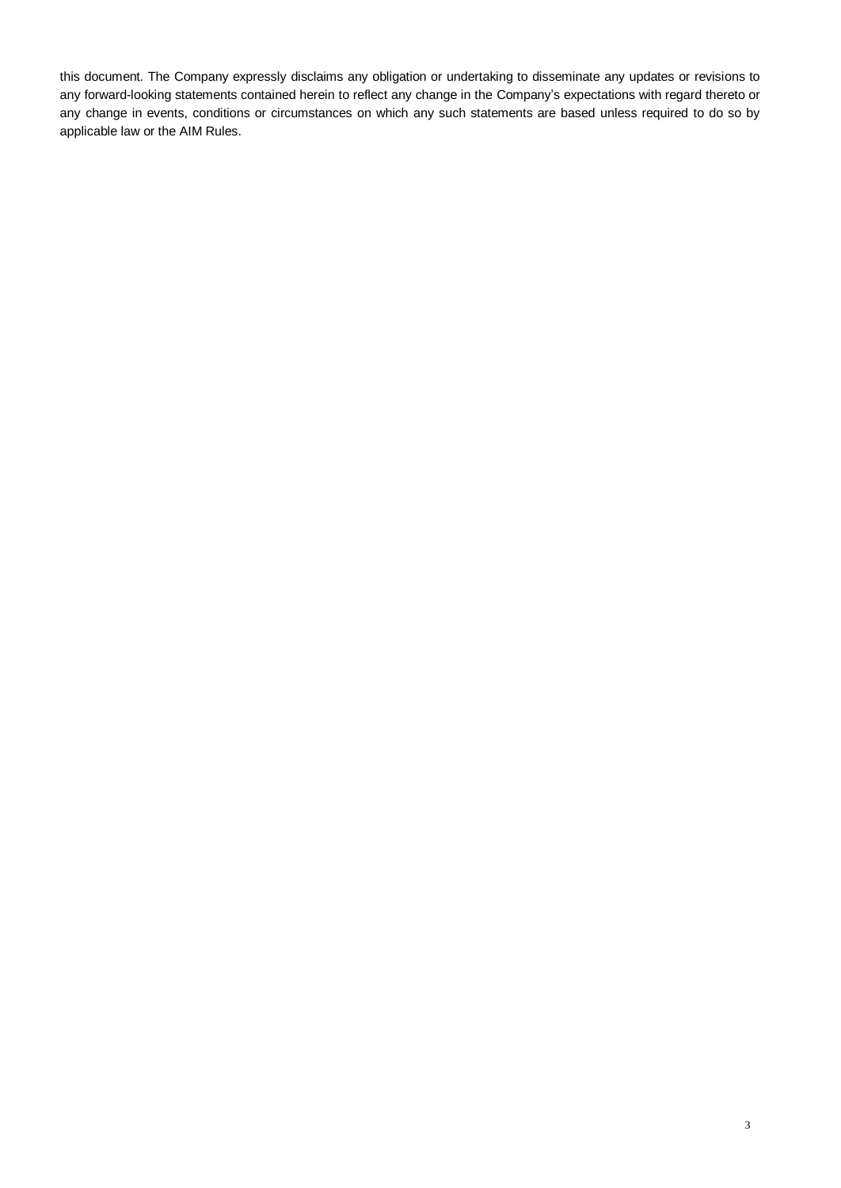this document. The Company expressly disclaims any obligation or undertaking to disseminate any updates or revisions to any forward-looking statements contained herein to reflect any change in the Company's expectations with regard thereto or any change in events, conditions or circumstances on which any such statements are based unless required to do so by applicable law or the AIM Rules.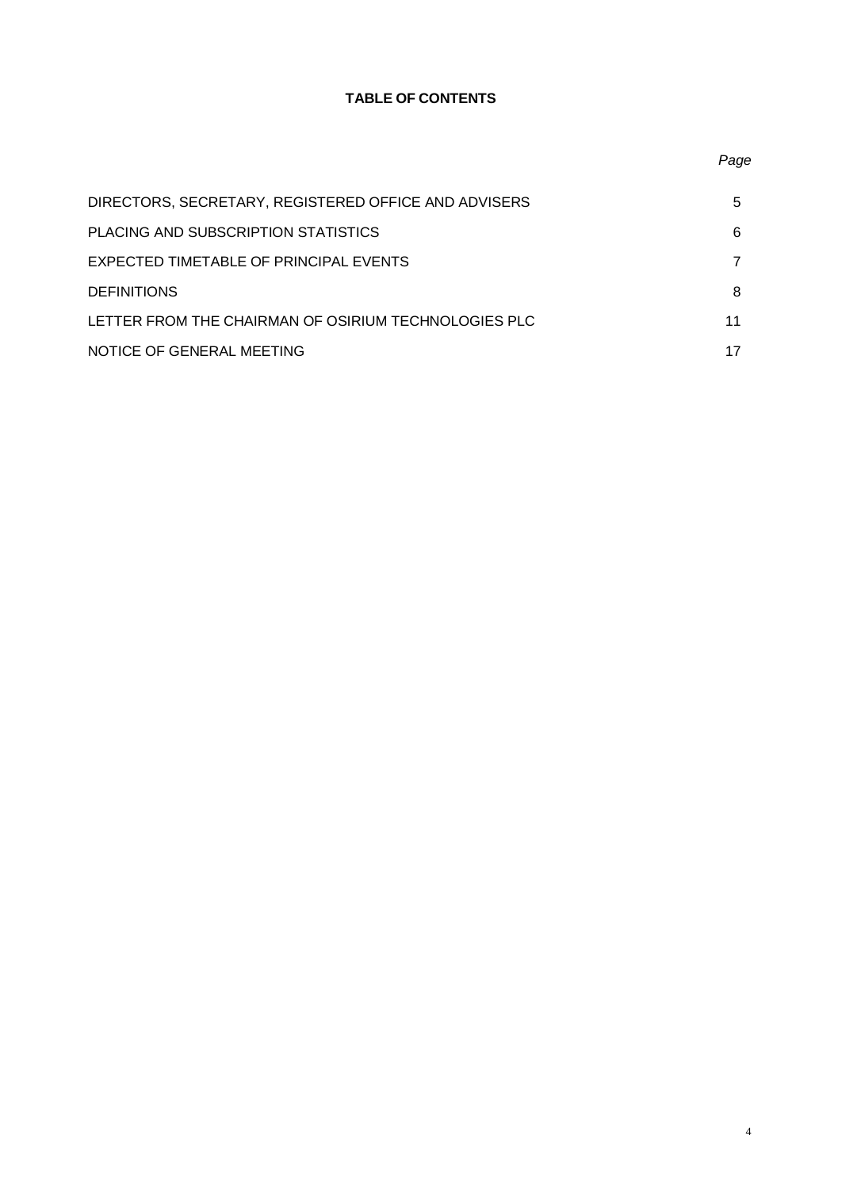# TABLE OF CONTENTS

| | *Page* |
|---|---|
| DIRECTORS, SECRETARY, REGISTERED OFFICE AND ADVISERS | 5 |
| PLACING AND SUBSCRIPTION STATISTICS | 6 |
| EXPECTED TIMETABLE OF PRINCIPAL EVENTS | 7 |
| DEFINITIONS | 8 |
| LETTER FROM THE CHAIRMAN OF OSIRIUM TECHNOLOGIES PLC | 11 |
| NOTICE OF GENERAL MEETING | 17 |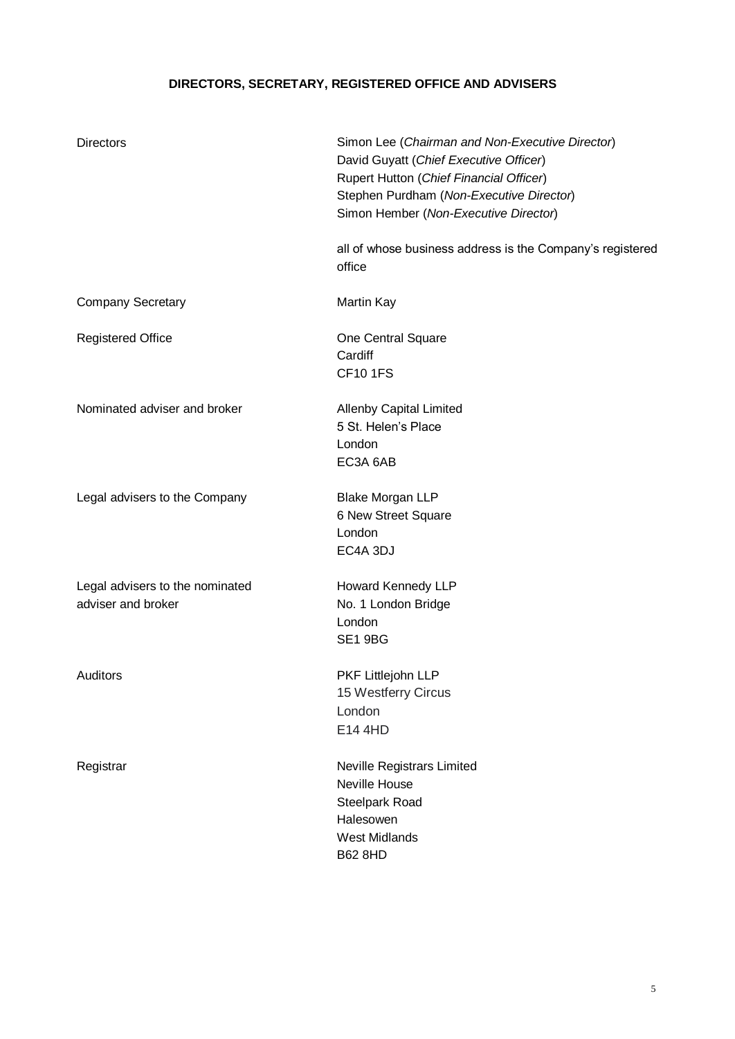## DIRECTORS, SECRETARY, REGISTERED OFFICE AND ADVISERS

| | |
|---|---|
| Directors | Simon Lee (*Chairman and Non-Executive Director*)<br>David Guyatt (*Chief Executive Officer*)<br>Rupert Hutton (*Chief Financial Officer*)<br>Stephen Purdham (*Non-Executive Director*)<br>Simon Hember (*Non-Executive Director*)<br><br>all of whose business address is the Company's registered office |
| Company Secretary | Martin Kay |
| Registered Office | One Central Square<br>Cardiff<br>CF10 1FS |
| Nominated adviser and broker | Allenby Capital Limited<br>5 St. Helen's Place<br>London<br>EC3A 6AB |
| Legal advisers to the Company | Blake Morgan LLP<br>6 New Street Square<br>London<br>EC4A 3DJ |
| Legal advisers to the nominated adviser and broker | Howard Kennedy LLP<br>No. 1 London Bridge<br>London<br>SE1 9BG |
| Auditors | PKF Littlejohn LLP<br>15 Westferry Circus<br>London<br>E14 4HD |
| Registrar | Neville Registrars Limited<br>Neville House<br>Steelpark Road<br>Halesowen<br>West Midlands<br>B62 8HD |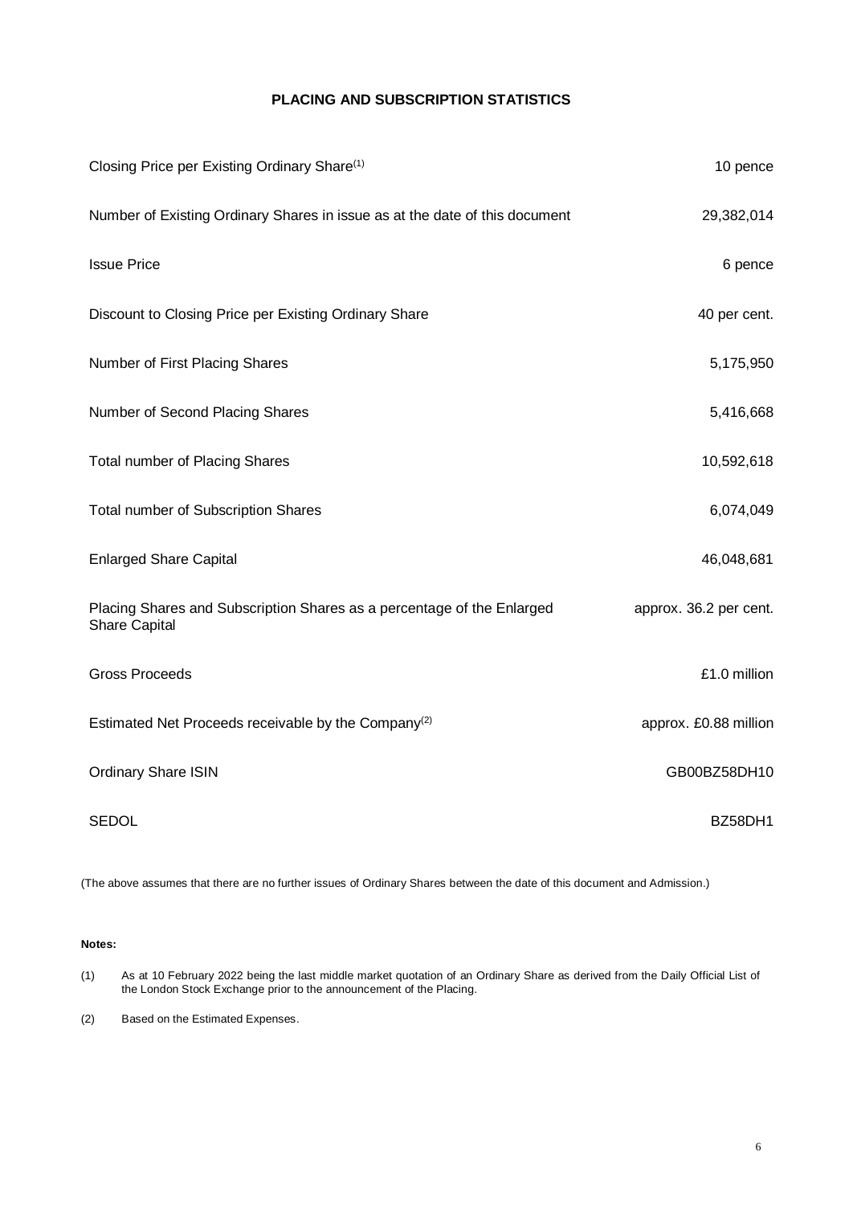## PLACING AND SUBSCRIPTION STATISTICS

| | |
|---|---|
| Closing Price per Existing Ordinary Share[(1)] | 10 pence |
| Number of Existing Ordinary Shares in issue as at the date of this document | 29,382,014 |
| Issue Price | 6 pence |
| Discount to Closing Price per Existing Ordinary Share | 40 per cent. |
| Number of First Placing Shares | 5,175,950 |
| Number of Second Placing Shares | 5,416,668 |
| Total number of Placing Shares | 10,592,618 |
| Total number of Subscription Shares | 6,074,049 |
| Enlarged Share Capital | 46,048,681 |
| Placing Shares and Subscription Shares as a percentage of the Enlarged Share Capital | approx. 36.2 per cent. |
| Gross Proceeds | £1.0 million |
| Estimated Net Proceeds receivable by the Company[(2)] | approx. £0.88 million |
| Ordinary Share ISIN | GB00BZ58DH10 |
| SEDOL | BZ58DH1 |

(The above assumes that there are no further issues of Ordinary Shares between the date of this document and Admission.)

**Notes:**

(1) As at 10 February 2022 being the last middle market quotation of an Ordinary Share as derived from the Daily Official List of the London Stock Exchange prior to the announcement of the Placing.

(2) Based on the Estimated Expenses.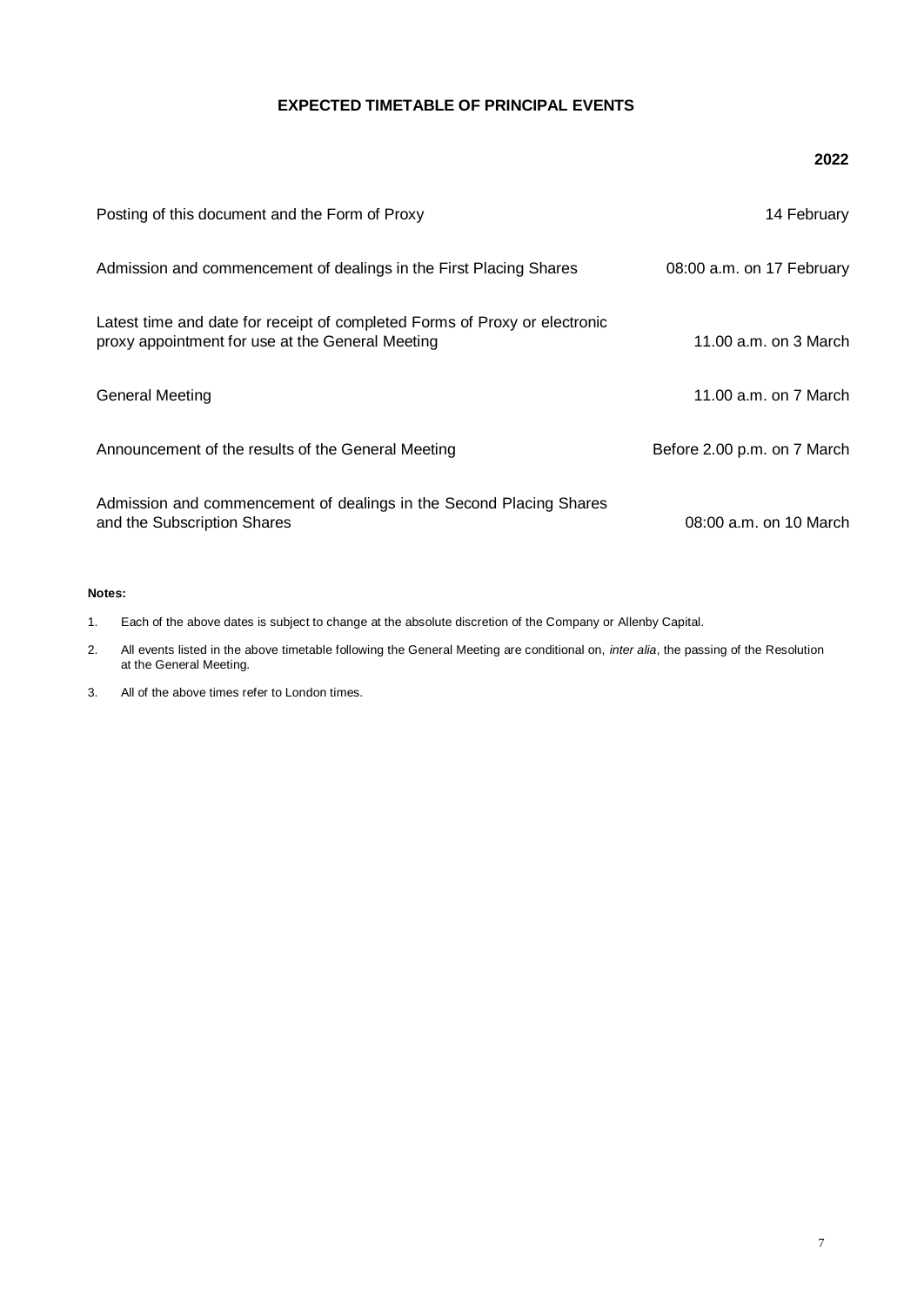# EXPECTED TIMETABLE OF PRINCIPAL EVENTS

| | **2022** |
|---|---|
| Posting of this document and the Form of Proxy | 14 February |
| Admission and commencement of dealings in the First Placing Shares | 08:00 a.m. on 17 February |
| Latest time and date for receipt of completed Forms of Proxy or electronic proxy appointment for use at the General Meeting | 11.00 a.m. on 3 March |
| General Meeting | 11.00 a.m. on 7 March |
| Announcement of the results of the General Meeting | Before 2.00 p.m. on 7 March |
| Admission and commencement of dealings in the Second Placing Shares and the Subscription Shares | 08:00 a.m. on 10 March |

**Notes:**

1. Each of the above dates is subject to change at the absolute discretion of the Company or Allenby Capital.
2. All events listed in the above timetable following the General Meeting are conditional on, *inter alia*, the passing of the Resolution at the General Meeting.
3. All of the above times refer to London times.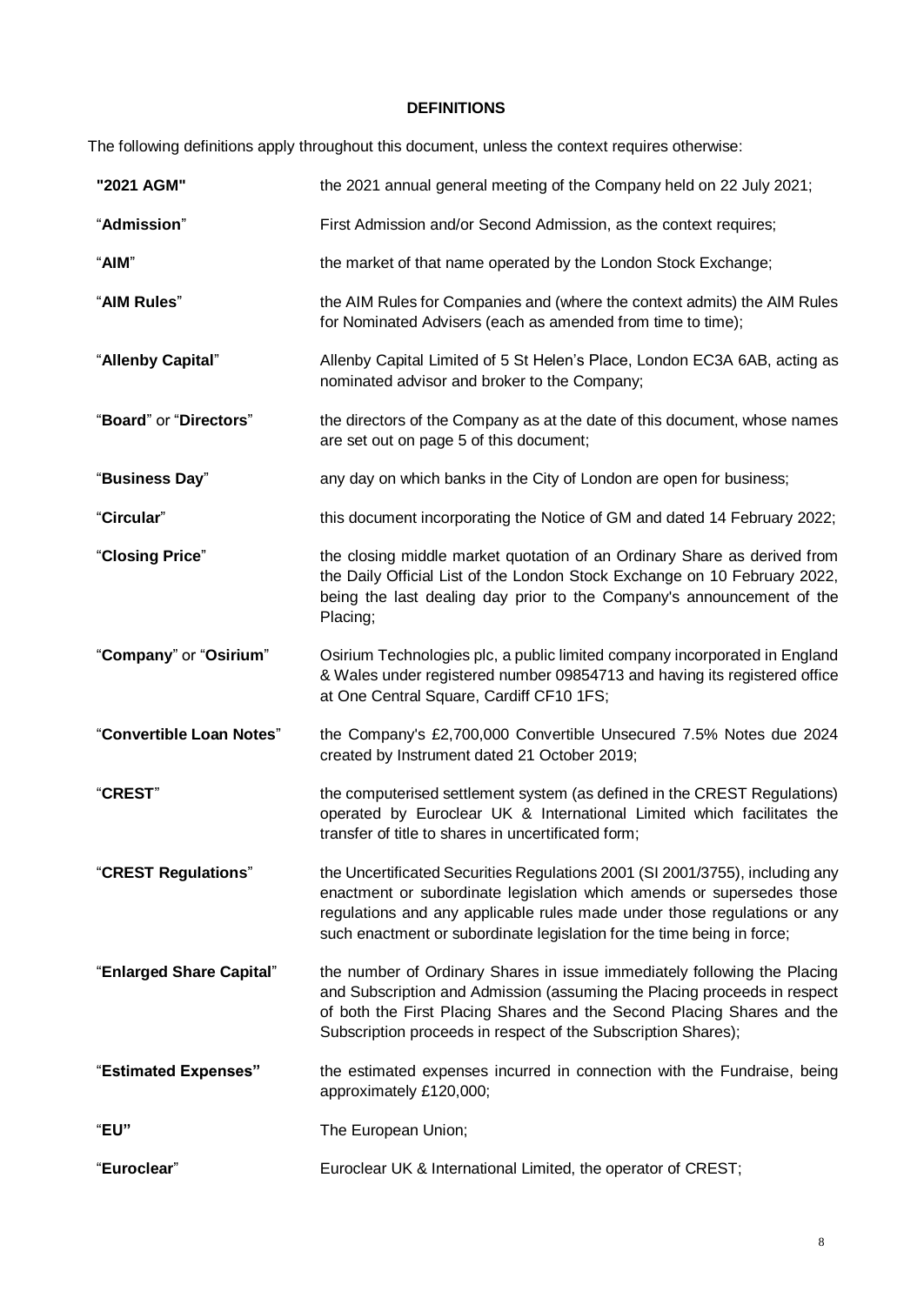## DEFINITIONS

The following definitions apply throughout this document, unless the context requires otherwise:

| | |
|---|---|
| **"2021 AGM"** | the 2021 annual general meeting of the Company held on 22 July 2021; |
| "**Admission**" | First Admission and/or Second Admission, as the context requires; |
| "**AIM**" | the market of that name operated by the London Stock Exchange; |
| "**AIM Rules**" | the AIM Rules for Companies and (where the context admits) the AIM Rules for Nominated Advisers (each as amended from time to time); |
| "**Allenby Capital**" | Allenby Capital Limited of 5 St Helen's Place, London EC3A 6AB, acting as nominated advisor and broker to the Company; |
| "**Board**" or "**Directors**" | the directors of the Company as at the date of this document, whose names are set out on page 5 of this document; |
| "**Business Day**" | any day on which banks in the City of London are open for business; |
| "**Circular**" | this document incorporating the Notice of GM and dated 14 February 2022; |
| "**Closing Price**" | the closing middle market quotation of an Ordinary Share as derived from the Daily Official List of the London Stock Exchange on 10 February 2022, being the last dealing day prior to the Company's announcement of the Placing; |
| "**Company**" or "**Osirium**" | Osirium Technologies plc, a public limited company incorporated in England & Wales under registered number 09854713 and having its registered office at One Central Square, Cardiff CF10 1FS; |
| "**Convertible Loan Notes**" | the Company's £2,700,000 Convertible Unsecured 7.5% Notes due 2024 created by Instrument dated 21 October 2019; |
| "**CREST**" | the computerised settlement system (as defined in the CREST Regulations) operated by Euroclear UK & International Limited which facilitates the transfer of title to shares in uncertificated form; |
| "**CREST Regulations**" | the Uncertificated Securities Regulations 2001 (SI 2001/3755), including any enactment or subordinate legislation which amends or supersedes those regulations and any applicable rules made under those regulations or any such enactment or subordinate legislation for the time being in force; |
| "**Enlarged Share Capital**" | the number of Ordinary Shares in issue immediately following the Placing and Subscription and Admission (assuming the Placing proceeds in respect of both the First Placing Shares and the Second Placing Shares and the Subscription proceeds in respect of the Subscription Shares); |
| "**Estimated Expenses"** | the estimated expenses incurred in connection with the Fundraise, being approximately £120,000; |
| "**EU"** | The European Union; |
| "**Euroclear**" | Euroclear UK & International Limited, the operator of CREST; |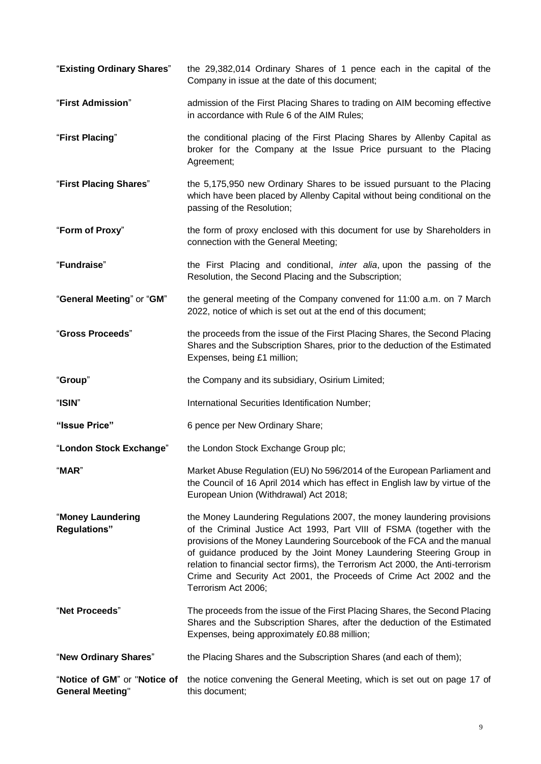| | |
|---|---|
| "**Existing Ordinary Shares**" | the 29,382,014 Ordinary Shares of 1 pence each in the capital of the Company in issue at the date of this document; |
| "**First Admission**" | admission of the First Placing Shares to trading on AIM becoming effective in accordance with Rule 6 of the AIM Rules; |
| "**First Placing**" | the conditional placing of the First Placing Shares by Allenby Capital as broker for the Company at the Issue Price pursuant to the Placing Agreement; |
| "**First Placing Shares**" | the 5,175,950 new Ordinary Shares to be issued pursuant to the Placing which have been placed by Allenby Capital without being conditional on the passing of the Resolution; |
| "**Form of Proxy**" | the form of proxy enclosed with this document for use by Shareholders in connection with the General Meeting; |
| "**Fundraise**" | the First Placing and conditional, *inter alia*, upon the passing of the Resolution, the Second Placing and the Subscription; |
| "**General Meeting**" or "**GM**" | the general meeting of the Company convened for 11:00 a.m. on 7 March 2022, notice of which is set out at the end of this document; |
| "**Gross Proceeds**" | the proceeds from the issue of the First Placing Shares, the Second Placing Shares and the Subscription Shares, prior to the deduction of the Estimated Expenses, being £1 million; |
| "**Group**" | the Company and its subsidiary, Osirium Limited; |
| "**ISIN**" | International Securities Identification Number; |
| **"Issue Price"** | 6 pence per New Ordinary Share; |
| "**London Stock Exchange**" | the London Stock Exchange Group plc; |
| "**MAR**" | Market Abuse Regulation (EU) No 596/2014 of the European Parliament and the Council of 16 April 2014 which has effect in English law by virtue of the European Union (Withdrawal) Act 2018; |
| "**Money Laundering Regulations"** | the Money Laundering Regulations 2007, the money laundering provisions of the Criminal Justice Act 1993, Part VIII of FSMA (together with the provisions of the Money Laundering Sourcebook of the FCA and the manual of guidance produced by the Joint Money Laundering Steering Group in relation to financial sector firms), the Terrorism Act 2000, the Anti-terrorism Crime and Security Act 2001, the Proceeds of Crime Act 2002 and the Terrorism Act 2006; |
| "**Net Proceeds**" | The proceeds from the issue of the First Placing Shares, the Second Placing Shares and the Subscription Shares, after the deduction of the Estimated Expenses, being approximately £0.88 million; |
| "**New Ordinary Shares**" | the Placing Shares and the Subscription Shares (and each of them); |
| "**Notice of GM**" or "**Notice of General Meeting**" | the notice convening the General Meeting, which is set out on page 17 of this document; |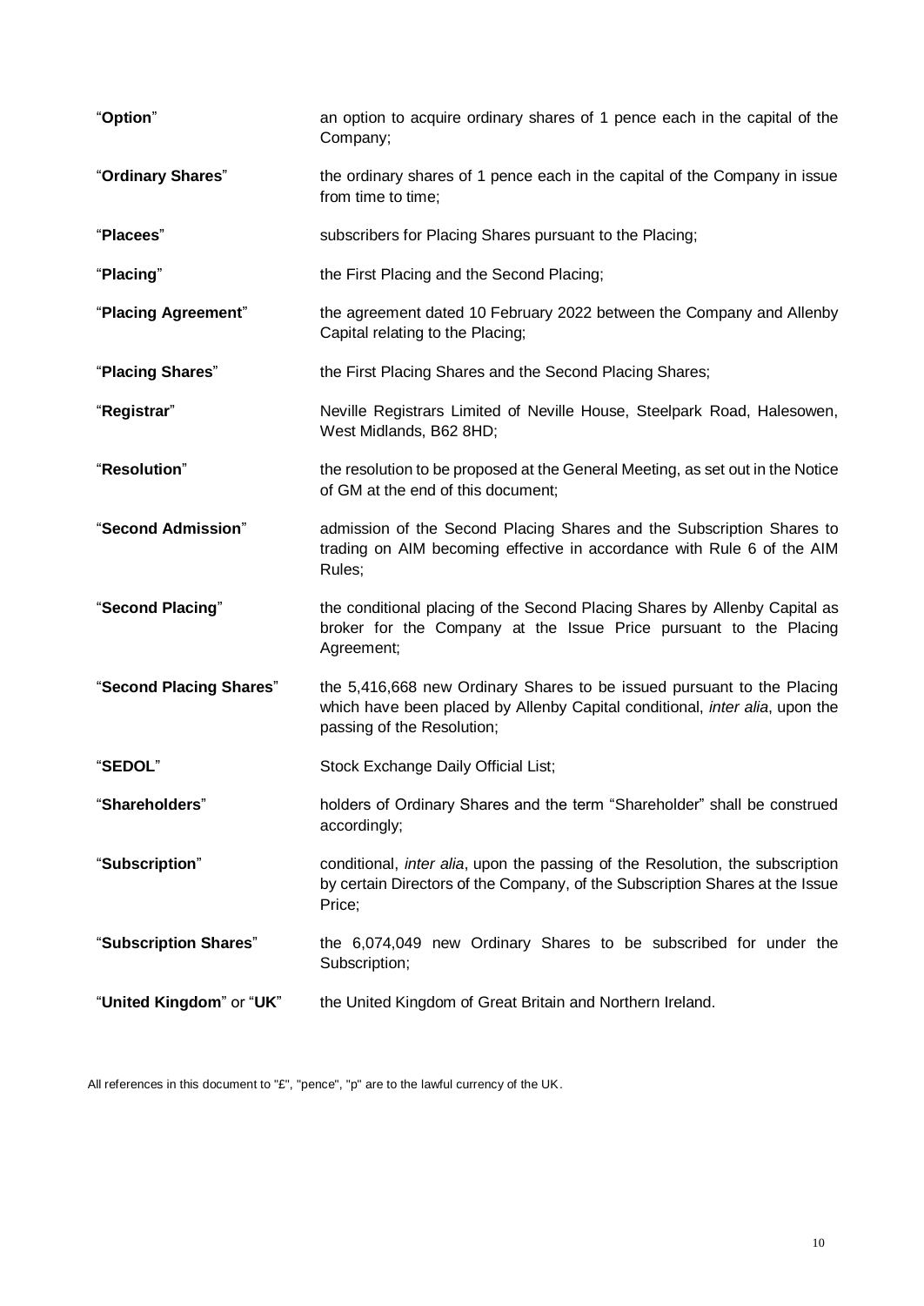| | |
|---|---|
| "**Option**" | an option to acquire ordinary shares of 1 pence each in the capital of the Company; |
| "**Ordinary Shares**" | the ordinary shares of 1 pence each in the capital of the Company in issue from time to time; |
| "**Placees**" | subscribers for Placing Shares pursuant to the Placing; |
| "**Placing**" | the First Placing and the Second Placing; |
| "**Placing Agreement**" | the agreement dated 10 February 2022 between the Company and Allenby Capital relating to the Placing; |
| "**Placing Shares**" | the First Placing Shares and the Second Placing Shares; |
| "**Registrar**" | Neville Registrars Limited of Neville House, Steelpark Road, Halesowen, West Midlands, B62 8HD; |
| "**Resolution**" | the resolution to be proposed at the General Meeting, as set out in the Notice of GM at the end of this document; |
| "**Second Admission**" | admission of the Second Placing Shares and the Subscription Shares to trading on AIM becoming effective in accordance with Rule 6 of the AIM Rules; |
| "**Second Placing**" | the conditional placing of the Second Placing Shares by Allenby Capital as broker for the Company at the Issue Price pursuant to the Placing Agreement; |
| "**Second Placing Shares**" | the 5,416,668 new Ordinary Shares to be issued pursuant to the Placing which have been placed by Allenby Capital conditional, *inter alia*, upon the passing of the Resolution; |
| "**SEDOL**" | Stock Exchange Daily Official List; |
| "**Shareholders**" | holders of Ordinary Shares and the term "Shareholder" shall be construed accordingly; |
| "**Subscription**" | conditional, *inter alia*, upon the passing of the Resolution, the subscription by certain Directors of the Company, of the Subscription Shares at the Issue Price; |
| "**Subscription Shares**" | the 6,074,049 new Ordinary Shares to be subscribed for under the Subscription; |
| "**United Kingdom**" or "**UK**" | the United Kingdom of Great Britain and Northern Ireland. |

All references in this document to "£", "pence", "p" are to the lawful currency of the UK.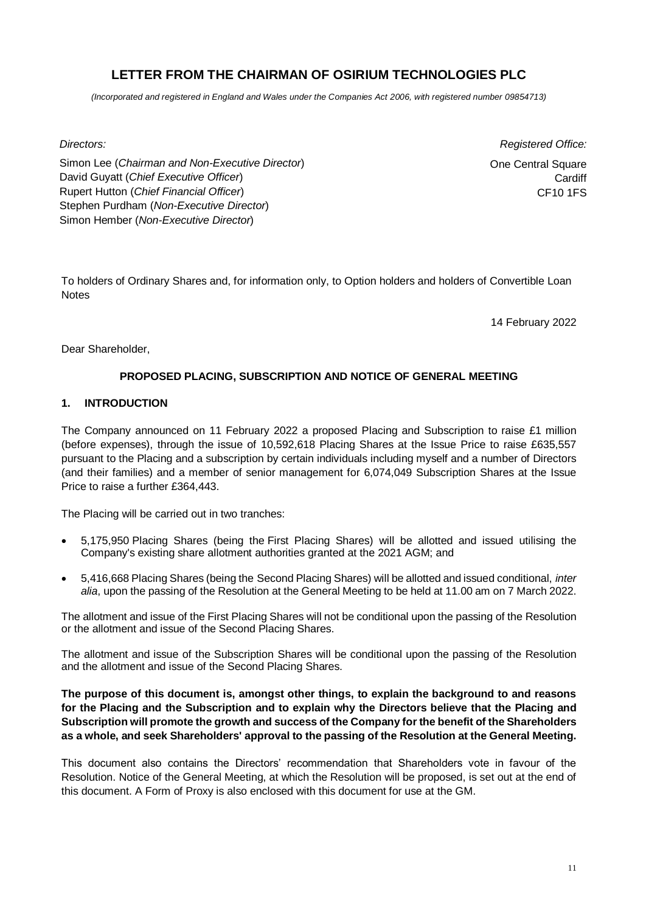# LETTER FROM THE CHAIRMAN OF OSIRIUM TECHNOLOGIES PLC

*(Incorporated and registered in England and Wales under the Companies Act 2006, with registered number 09854713)*

*Directors:*

Simon Lee (*Chairman and Non-Executive Director*)
David Guyatt (*Chief Executive Officer*)
Rupert Hutton (*Chief Financial Officer*)
Stephen Purdham (*Non-Executive Director*)
Simon Hember (*Non-Executive Director*)

*Registered Office:*

One Central Square
Cardiff
CF10 1FS

To holders of Ordinary Shares and, for information only, to Option holders and holders of Convertible Loan Notes

14 February 2022

Dear Shareholder,

**PROPOSED PLACING, SUBSCRIPTION AND NOTICE OF GENERAL MEETING**

## 1. INTRODUCTION

The Company announced on 11 February 2022 a proposed Placing and Subscription to raise £1 million (before expenses), through the issue of 10,592,618 Placing Shares at the Issue Price to raise £635,557 pursuant to the Placing and a subscription by certain individuals including myself and a number of Directors (and their families) and a member of senior management for 6,074,049 Subscription Shares at the Issue Price to raise a further £364,443.

The Placing will be carried out in two tranches:

- 5,175,950 Placing Shares (being the First Placing Shares) will be allotted and issued utilising the Company's existing share allotment authorities granted at the 2021 AGM; and
- 5,416,668 Placing Shares (being the Second Placing Shares) will be allotted and issued conditional, *inter alia*, upon the passing of the Resolution at the General Meeting to be held at 11.00 am on 7 March 2022.

The allotment and issue of the First Placing Shares will not be conditional upon the passing of the Resolution or the allotment and issue of the Second Placing Shares.

The allotment and issue of the Subscription Shares will be conditional upon the passing of the Resolution and the allotment and issue of the Second Placing Shares.

**The purpose of this document is, amongst other things, to explain the background to and reasons for the Placing and the Subscription and to explain why the Directors believe that the Placing and Subscription will promote the growth and success of the Company for the benefit of the Shareholders as a whole, and seek Shareholders' approval to the passing of the Resolution at the General Meeting.**

This document also contains the Directors' recommendation that Shareholders vote in favour of the Resolution. Notice of the General Meeting, at which the Resolution will be proposed, is set out at the end of this document. A Form of Proxy is also enclosed with this document for use at the GM.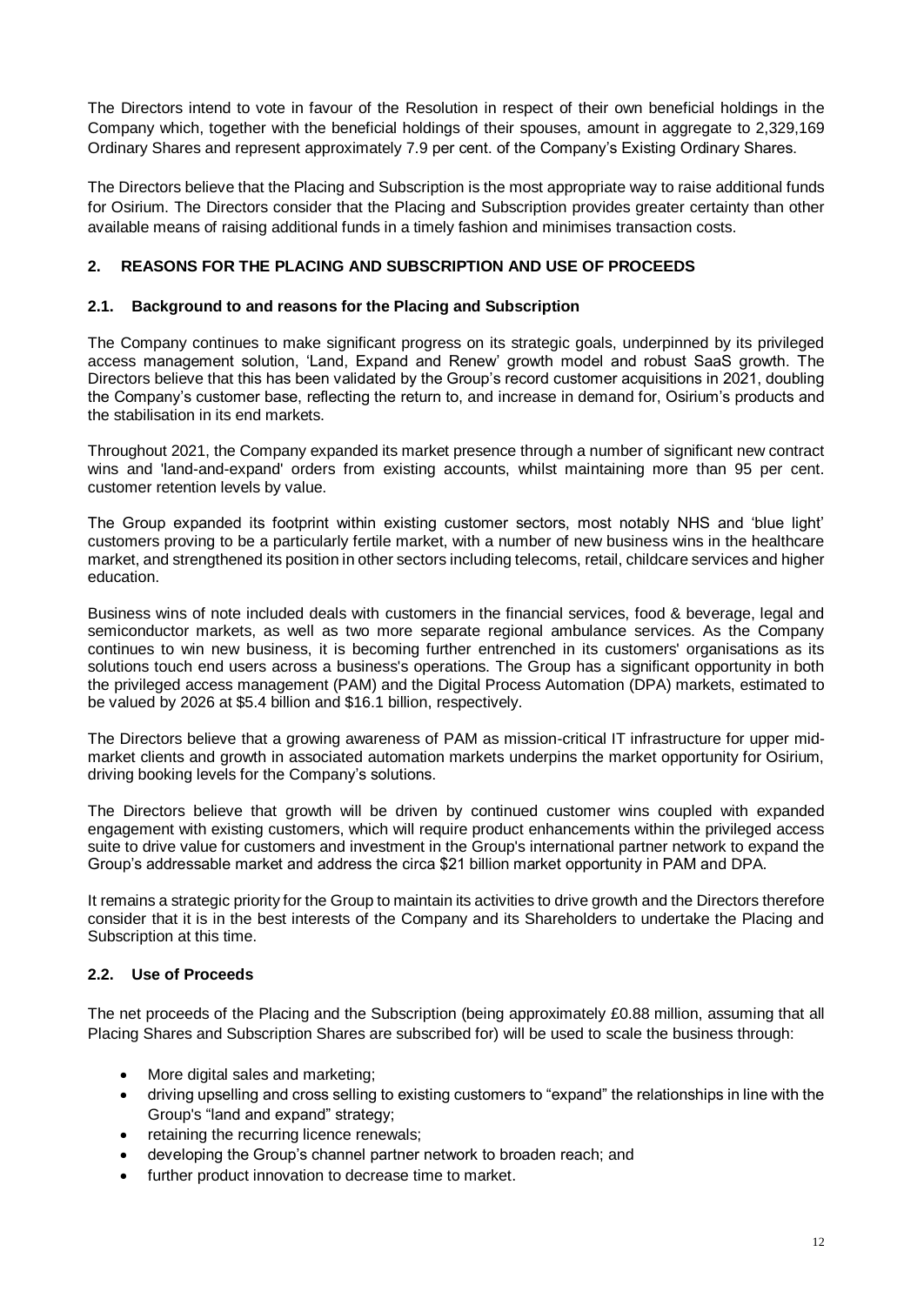The Directors intend to vote in favour of the Resolution in respect of their own beneficial holdings in the Company which, together with the beneficial holdings of their spouses, amount in aggregate to 2,329,169 Ordinary Shares and represent approximately 7.9 per cent. of the Company's Existing Ordinary Shares.

The Directors believe that the Placing and Subscription is the most appropriate way to raise additional funds for Osirium. The Directors consider that the Placing and Subscription provides greater certainty than other available means of raising additional funds in a timely fashion and minimises transaction costs.

## 2. REASONS FOR THE PLACING AND SUBSCRIPTION AND USE OF PROCEEDS

### 2.1. Background to and reasons for the Placing and Subscription

The Company continues to make significant progress on its strategic goals, underpinned by its privileged access management solution, 'Land, Expand and Renew' growth model and robust SaaS growth. The Directors believe that this has been validated by the Group's record customer acquisitions in 2021, doubling the Company's customer base, reflecting the return to, and increase in demand for, Osirium's products and the stabilisation in its end markets.

Throughout 2021, the Company expanded its market presence through a number of significant new contract wins and 'land-and-expand' orders from existing accounts, whilst maintaining more than 95 per cent. customer retention levels by value.

The Group expanded its footprint within existing customer sectors, most notably NHS and 'blue light' customers proving to be a particularly fertile market, with a number of new business wins in the healthcare market, and strengthened its position in other sectors including telecoms, retail, childcare services and higher education.

Business wins of note included deals with customers in the financial services, food & beverage, legal and semiconductor markets, as well as two more separate regional ambulance services. As the Company continues to win new business, it is becoming further entrenched in its customers' organisations as its solutions touch end users across a business's operations. The Group has a significant opportunity in both the privileged access management (PAM) and the Digital Process Automation (DPA) markets, estimated to be valued by 2026 at $5.4 billion and $16.1 billion, respectively.

The Directors believe that a growing awareness of PAM as mission-critical IT infrastructure for upper mid-market clients and growth in associated automation markets underpins the market opportunity for Osirium, driving booking levels for the Company's solutions.

The Directors believe that growth will be driven by continued customer wins coupled with expanded engagement with existing customers, which will require product enhancements within the privileged access suite to drive value for customers and investment in the Group's international partner network to expand the Group's addressable market and address the circa $21 billion market opportunity in PAM and DPA.

It remains a strategic priority for the Group to maintain its activities to drive growth and the Directors therefore consider that it is in the best interests of the Company and its Shareholders to undertake the Placing and Subscription at this time.

### 2.2. Use of Proceeds

The net proceeds of the Placing and the Subscription (being approximately £0.88 million, assuming that all Placing Shares and Subscription Shares are subscribed for) will be used to scale the business through:

- More digital sales and marketing;
- driving upselling and cross selling to existing customers to "expand" the relationships in line with the Group's "land and expand" strategy;
- retaining the recurring licence renewals;
- developing the Group's channel partner network to broaden reach; and
- further product innovation to decrease time to market.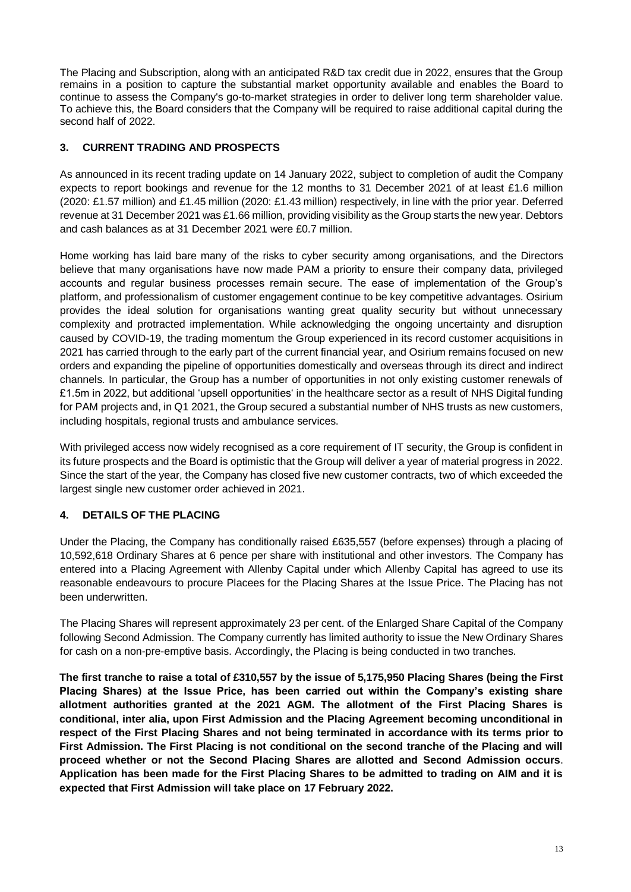The Placing and Subscription, along with an anticipated R&D tax credit due in 2022, ensures that the Group remains in a position to capture the substantial market opportunity available and enables the Board to continue to assess the Company's go-to-market strategies in order to deliver long term shareholder value. To achieve this, the Board considers that the Company will be required to raise additional capital during the second half of 2022.

## 3. CURRENT TRADING AND PROSPECTS

As announced in its recent trading update on 14 January 2022, subject to completion of audit the Company expects to report bookings and revenue for the 12 months to 31 December 2021 of at least £1.6 million (2020: £1.57 million) and £1.45 million (2020: £1.43 million) respectively, in line with the prior year. Deferred revenue at 31 December 2021 was £1.66 million, providing visibility as the Group starts the new year. Debtors and cash balances as at 31 December 2021 were £0.7 million.

Home working has laid bare many of the risks to cyber security among organisations, and the Directors believe that many organisations have now made PAM a priority to ensure their company data, privileged accounts and regular business processes remain secure. The ease of implementation of the Group's platform, and professionalism of customer engagement continue to be key competitive advantages. Osirium provides the ideal solution for organisations wanting great quality security but without unnecessary complexity and protracted implementation. While acknowledging the ongoing uncertainty and disruption caused by COVID-19, the trading momentum the Group experienced in its record customer acquisitions in 2021 has carried through to the early part of the current financial year, and Osirium remains focused on new orders and expanding the pipeline of opportunities domestically and overseas through its direct and indirect channels. In particular, the Group has a number of opportunities in not only existing customer renewals of £1.5m in 2022, but additional 'upsell opportunities' in the healthcare sector as a result of NHS Digital funding for PAM projects and, in Q1 2021, the Group secured a substantial number of NHS trusts as new customers, including hospitals, regional trusts and ambulance services.

With privileged access now widely recognised as a core requirement of IT security, the Group is confident in its future prospects and the Board is optimistic that the Group will deliver a year of material progress in 2022. Since the start of the year, the Company has closed five new customer contracts, two of which exceeded the largest single new customer order achieved in 2021.

## 4. DETAILS OF THE PLACING

Under the Placing, the Company has conditionally raised £635,557 (before expenses) through a placing of 10,592,618 Ordinary Shares at 6 pence per share with institutional and other investors. The Company has entered into a Placing Agreement with Allenby Capital under which Allenby Capital has agreed to use its reasonable endeavours to procure Placees for the Placing Shares at the Issue Price. The Placing has not been underwritten.

The Placing Shares will represent approximately 23 per cent. of the Enlarged Share Capital of the Company following Second Admission. The Company currently has limited authority to issue the New Ordinary Shares for cash on a non-pre-emptive basis. Accordingly, the Placing is being conducted in two tranches.

**The first tranche to raise a total of £310,557 by the issue of 5,175,950 Placing Shares (being the First Placing Shares) at the Issue Price, has been carried out within the Company's existing share allotment authorities granted at the 2021 AGM. The allotment of the First Placing Shares is conditional, inter alia, upon First Admission and the Placing Agreement becoming unconditional in respect of the First Placing Shares and not being terminated in accordance with its terms prior to First Admission. The First Placing is not conditional on the second tranche of the Placing and will proceed whether or not the Second Placing Shares are allotted and Second Admission occurs**. **Application has been made for the First Placing Shares to be admitted to trading on AIM and it is expected that First Admission will take place on 17 February 2022.**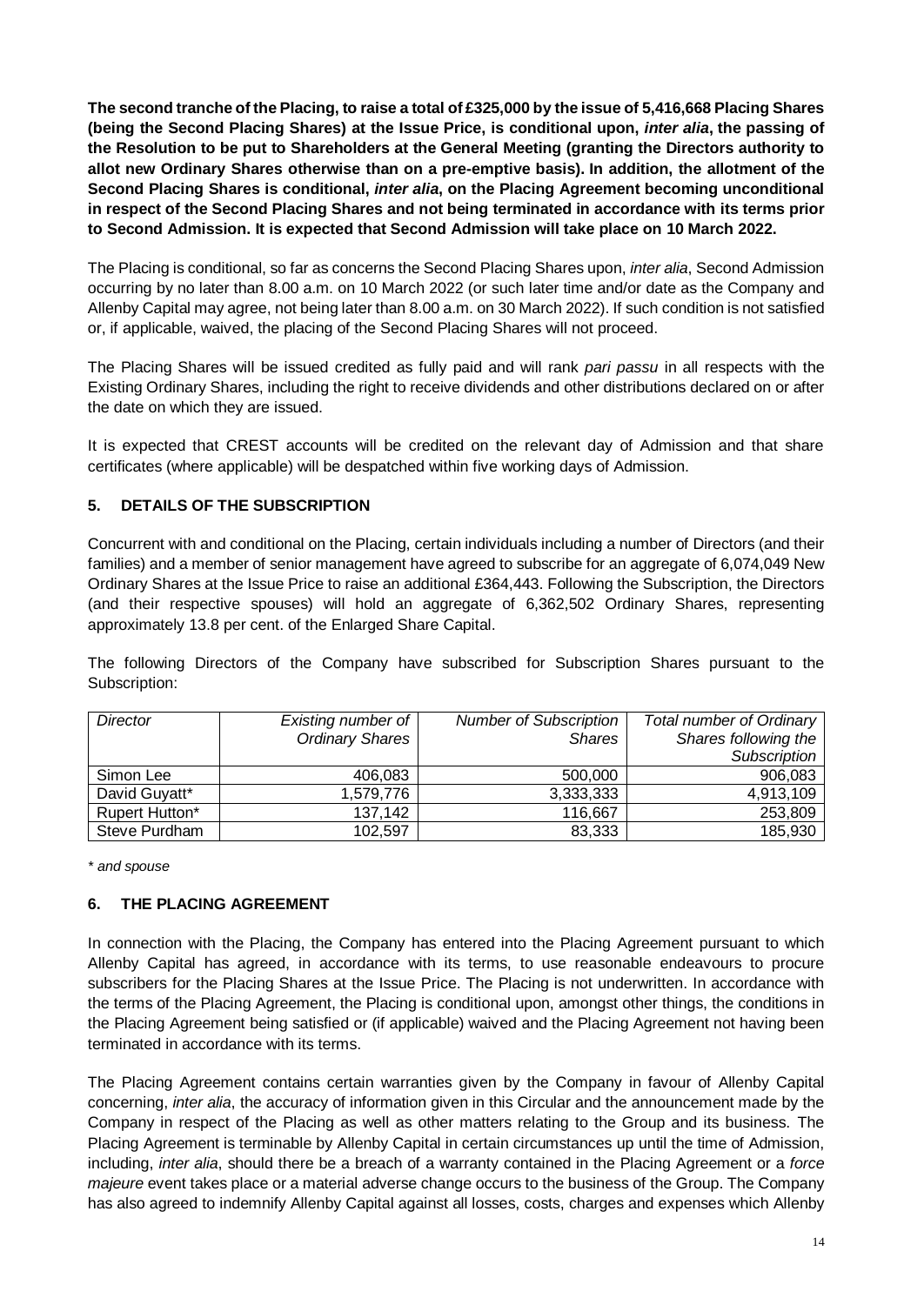**The second tranche of the Placing, to raise a total of £325,000 by the issue of 5,416,668 Placing Shares (being the Second Placing Shares) at the Issue Price, is conditional upon, *inter alia*, the passing of the Resolution to be put to Shareholders at the General Meeting (granting the Directors authority to allot new Ordinary Shares otherwise than on a pre-emptive basis). In addition, the allotment of the Second Placing Shares is conditional, *inter alia*, on the Placing Agreement becoming unconditional in respect of the Second Placing Shares and not being terminated in accordance with its terms prior to Second Admission. It is expected that Second Admission will take place on 10 March 2022.**

The Placing is conditional, so far as concerns the Second Placing Shares upon, *inter alia*, Second Admission occurring by no later than 8.00 a.m. on 10 March 2022 (or such later time and/or date as the Company and Allenby Capital may agree, not being later than 8.00 a.m. on 30 March 2022). If such condition is not satisfied or, if applicable, waived, the placing of the Second Placing Shares will not proceed.

The Placing Shares will be issued credited as fully paid and will rank *pari passu* in all respects with the Existing Ordinary Shares, including the right to receive dividends and other distributions declared on or after the date on which they are issued.

It is expected that CREST accounts will be credited on the relevant day of Admission and that share certificates (where applicable) will be despatched within five working days of Admission.

## 5. DETAILS OF THE SUBSCRIPTION

Concurrent with and conditional on the Placing, certain individuals including a number of Directors (and their families) and a member of senior management have agreed to subscribe for an aggregate of 6,074,049 New Ordinary Shares at the Issue Price to raise an additional £364,443. Following the Subscription, the Directors (and their respective spouses) will hold an aggregate of 6,362,502 Ordinary Shares, representing approximately 13.8 per cent. of the Enlarged Share Capital.

The following Directors of the Company have subscribed for Subscription Shares pursuant to the Subscription:

| *Director* | *Existing number of Ordinary Shares* | *Number of Subscription Shares* | *Total number of Ordinary Shares following the Subscription* |
|---|---|---|---|
| Simon Lee | 406,083 | 500,000 | 906,083 |
| David Guyatt* | 1,579,776 | 3,333,333 | 4,913,109 |
| Rupert Hutton* | 137,142 | 116,667 | 253,809 |
| Steve Purdham | 102,597 | 83,333 | 185,930 |

*\* and spouse*

## 6. THE PLACING AGREEMENT

In connection with the Placing, the Company has entered into the Placing Agreement pursuant to which Allenby Capital has agreed, in accordance with its terms, to use reasonable endeavours to procure subscribers for the Placing Shares at the Issue Price. The Placing is not underwritten. In accordance with the terms of the Placing Agreement, the Placing is conditional upon, amongst other things, the conditions in the Placing Agreement being satisfied or (if applicable) waived and the Placing Agreement not having been terminated in accordance with its terms.

The Placing Agreement contains certain warranties given by the Company in favour of Allenby Capital concerning, *inter alia*, the accuracy of information given in this Circular and the announcement made by the Company in respect of the Placing as well as other matters relating to the Group and its business. The Placing Agreement is terminable by Allenby Capital in certain circumstances up until the time of Admission, including, *inter alia*, should there be a breach of a warranty contained in the Placing Agreement or a *force majeure* event takes place or a material adverse change occurs to the business of the Group. The Company has also agreed to indemnify Allenby Capital against all losses, costs, charges and expenses which Allenby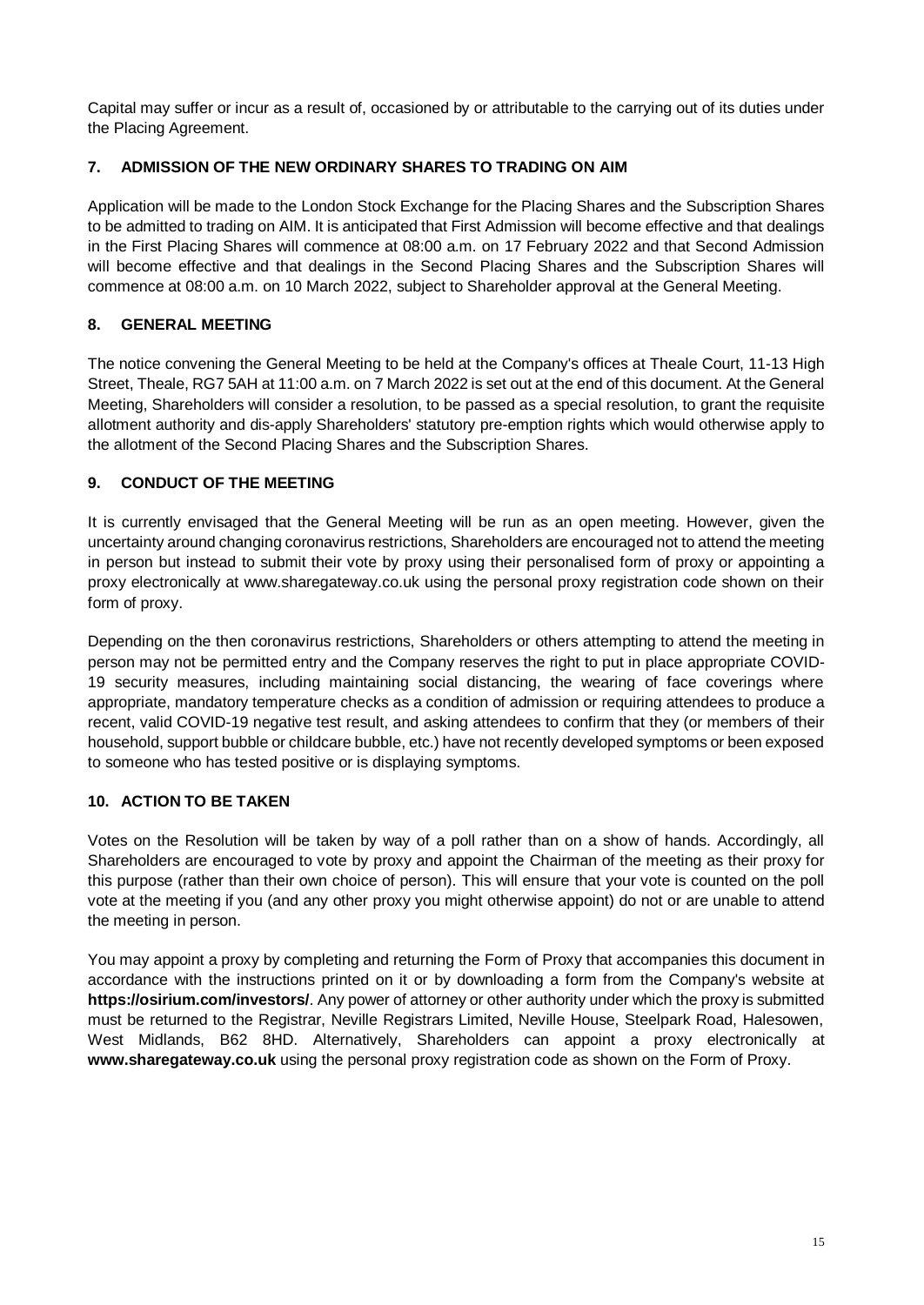Capital may suffer or incur as a result of, occasioned by or attributable to the carrying out of its duties under the Placing Agreement.

## 7. ADMISSION OF THE NEW ORDINARY SHARES TO TRADING ON AIM

Application will be made to the London Stock Exchange for the Placing Shares and the Subscription Shares to be admitted to trading on AIM. It is anticipated that First Admission will become effective and that dealings in the First Placing Shares will commence at 08:00 a.m. on 17 February 2022 and that Second Admission will become effective and that dealings in the Second Placing Shares and the Subscription Shares will commence at 08:00 a.m. on 10 March 2022, subject to Shareholder approval at the General Meeting.

## 8. GENERAL MEETING

The notice convening the General Meeting to be held at the Company's offices at Theale Court, 11-13 High Street, Theale, RG7 5AH at 11:00 a.m. on 7 March 2022 is set out at the end of this document. At the General Meeting, Shareholders will consider a resolution, to be passed as a special resolution, to grant the requisite allotment authority and dis-apply Shareholders' statutory pre-emption rights which would otherwise apply to the allotment of the Second Placing Shares and the Subscription Shares.

## 9. CONDUCT OF THE MEETING

It is currently envisaged that the General Meeting will be run as an open meeting. However, given the uncertainty around changing coronavirus restrictions, Shareholders are encouraged not to attend the meeting in person but instead to submit their vote by proxy using their personalised form of proxy or appointing a proxy electronically at www.sharegateway.co.uk using the personal proxy registration code shown on their form of proxy.

Depending on the then coronavirus restrictions, Shareholders or others attempting to attend the meeting in person may not be permitted entry and the Company reserves the right to put in place appropriate COVID-19 security measures, including maintaining social distancing, the wearing of face coverings where appropriate, mandatory temperature checks as a condition of admission or requiring attendees to produce a recent, valid COVID-19 negative test result, and asking attendees to confirm that they (or members of their household, support bubble or childcare bubble, etc.) have not recently developed symptoms or been exposed to someone who has tested positive or is displaying symptoms.

## 10. ACTION TO BE TAKEN

Votes on the Resolution will be taken by way of a poll rather than on a show of hands. Accordingly, all Shareholders are encouraged to vote by proxy and appoint the Chairman of the meeting as their proxy for this purpose (rather than their own choice of person). This will ensure that your vote is counted on the poll vote at the meeting if you (and any other proxy you might otherwise appoint) do not or are unable to attend the meeting in person.

You may appoint a proxy by completing and returning the Form of Proxy that accompanies this document in accordance with the instructions printed on it or by downloading a form from the Company's website at **https://osirium.com/investors/**. Any power of attorney or other authority under which the proxy is submitted must be returned to the Registrar, Neville Registrars Limited, Neville House, Steelpark Road, Halesowen, West Midlands, B62 8HD. Alternatively, Shareholders can appoint a proxy electronically at **www.sharegateway.co.uk** using the personal proxy registration code as shown on the Form of Proxy.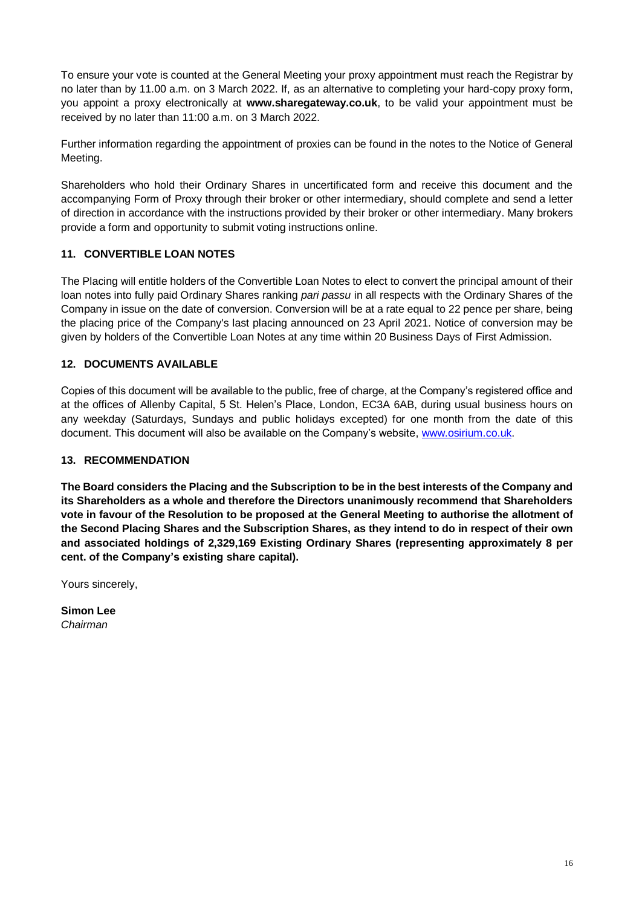To ensure your vote is counted at the General Meeting your proxy appointment must reach the Registrar by no later than by 11.00 a.m. on 3 March 2022. If, as an alternative to completing your hard-copy proxy form, you appoint a proxy electronically at **www.sharegateway.co.uk**, to be valid your appointment must be received by no later than 11:00 a.m. on 3 March 2022.

Further information regarding the appointment of proxies can be found in the notes to the Notice of General Meeting.

Shareholders who hold their Ordinary Shares in uncertificated form and receive this document and the accompanying Form of Proxy through their broker or other intermediary, should complete and send a letter of direction in accordance with the instructions provided by their broker or other intermediary. Many brokers provide a form and opportunity to submit voting instructions online.

## 11. CONVERTIBLE LOAN NOTES

The Placing will entitle holders of the Convertible Loan Notes to elect to convert the principal amount of their loan notes into fully paid Ordinary Shares ranking *pari passu* in all respects with the Ordinary Shares of the Company in issue on the date of conversion. Conversion will be at a rate equal to 22 pence per share, being the placing price of the Company's last placing announced on 23 April 2021. Notice of conversion may be given by holders of the Convertible Loan Notes at any time within 20 Business Days of First Admission.

## 12. DOCUMENTS AVAILABLE

Copies of this document will be available to the public, free of charge, at the Company's registered office and at the offices of Allenby Capital, 5 St. Helen's Place, London, EC3A 6AB, during usual business hours on any weekday (Saturdays, Sundays and public holidays excepted) for one month from the date of this document. This document will also be available on the Company's website, www.osirium.co.uk.

## 13. RECOMMENDATION

**The Board considers the Placing and the Subscription to be in the best interests of the Company and its Shareholders as a whole and therefore the Directors unanimously recommend that Shareholders vote in favour of the Resolution to be proposed at the General Meeting to authorise the allotment of the Second Placing Shares and the Subscription Shares, as they intend to do in respect of their own and associated holdings of 2,329,169 Existing Ordinary Shares (representing approximately 8 per cent. of the Company's existing share capital).**

Yours sincerely,

**Simon Lee**
*Chairman*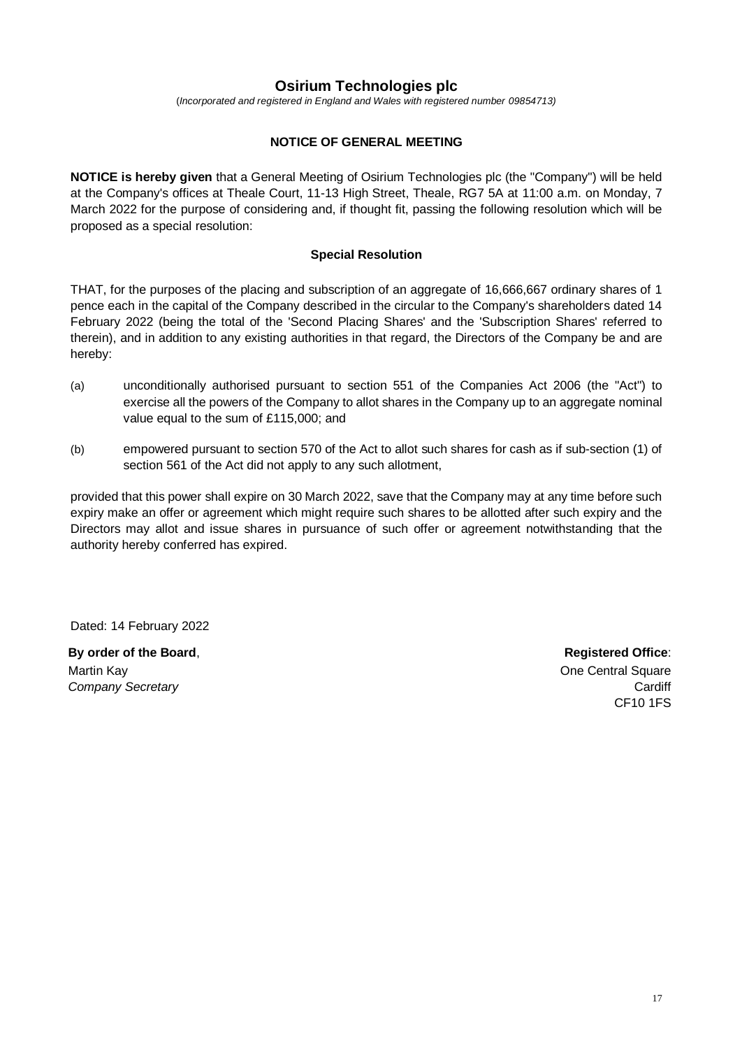# Osirium Technologies plc

(*Incorporated and registered in England and Wales with registered number 09854713)*

## NOTICE OF GENERAL MEETING

**NOTICE is hereby given** that a General Meeting of Osirium Technologies plc (the "Company") will be held at the Company's offices at Theale Court, 11-13 High Street, Theale, RG7 5A at 11:00 a.m. on Monday, 7 March 2022 for the purpose of considering and, if thought fit, passing the following resolution which will be proposed as a special resolution:

### Special Resolution

THAT, for the purposes of the placing and subscription of an aggregate of 16,666,667 ordinary shares of 1 pence each in the capital of the Company described in the circular to the Company's shareholders dated 14 February 2022 (being the total of the 'Second Placing Shares' and the 'Subscription Shares' referred to therein), and in addition to any existing authorities in that regard, the Directors of the Company be and are hereby:

(a) unconditionally authorised pursuant to section 551 of the Companies Act 2006 (the "Act") to exercise all the powers of the Company to allot shares in the Company up to an aggregate nominal value equal to the sum of £115,000; and

(b) empowered pursuant to section 570 of the Act to allot such shares for cash as if sub-section (1) of section 561 of the Act did not apply to any such allotment,

provided that this power shall expire on 30 March 2022, save that the Company may at any time before such expiry make an offer or agreement which might require such shares to be allotted after such expiry and the Directors may allot and issue shares in pursuance of such offer or agreement notwithstanding that the authority hereby conferred has expired.

Dated: 14 February 2022

**By order of the Board**,
Martin Kay
*Company Secretary*

**Registered Office**:
One Central Square
Cardiff
CF10 1FS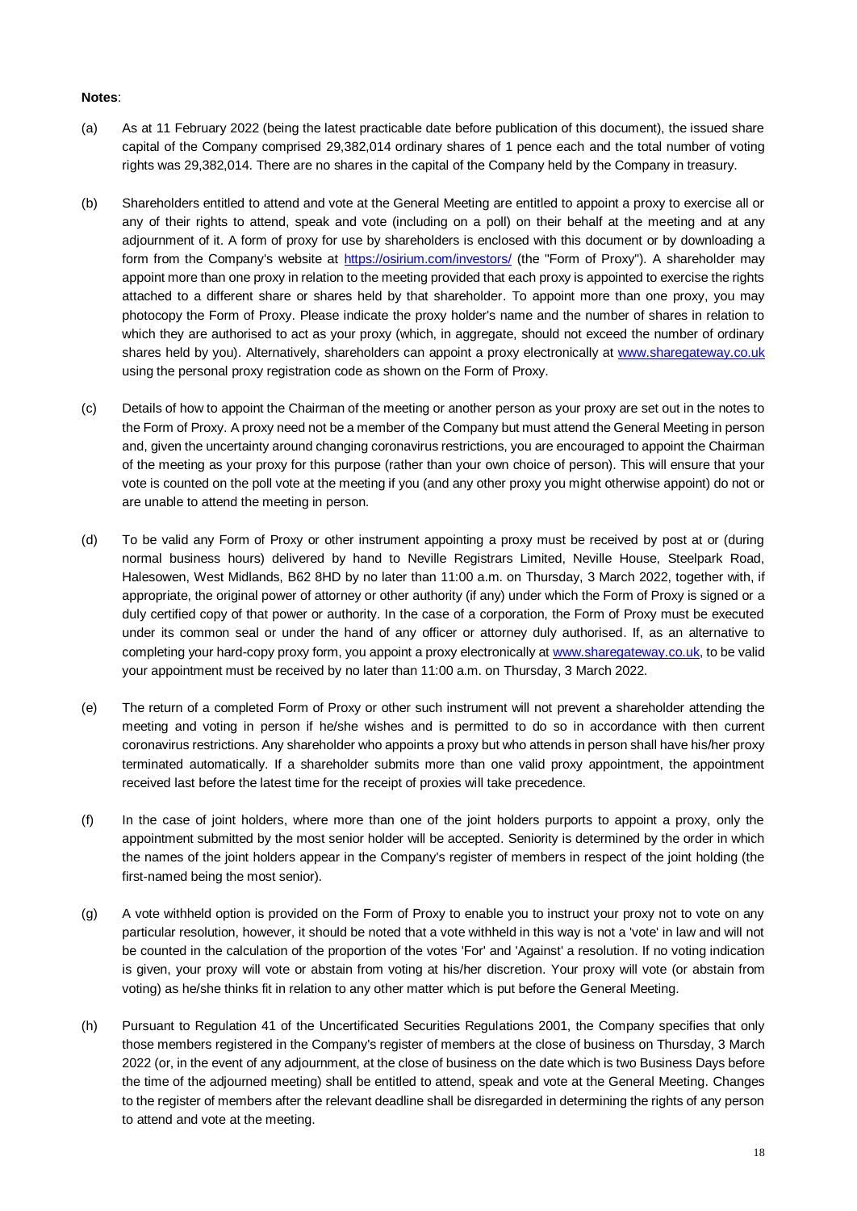**Notes**:

(a) As at 11 February 2022 (being the latest practicable date before publication of this document), the issued share capital of the Company comprised 29,382,014 ordinary shares of 1 pence each and the total number of voting rights was 29,382,014. There are no shares in the capital of the Company held by the Company in treasury.

(b) Shareholders entitled to attend and vote at the General Meeting are entitled to appoint a proxy to exercise all or any of their rights to attend, speak and vote (including on a poll) on their behalf at the meeting and at any adjournment of it. A form of proxy for use by shareholders is enclosed with this document or by downloading a form from the Company's website at https://osirium.com/investors/ (the "Form of Proxy"). A shareholder may appoint more than one proxy in relation to the meeting provided that each proxy is appointed to exercise the rights attached to a different share or shares held by that shareholder. To appoint more than one proxy, you may photocopy the Form of Proxy. Please indicate the proxy holder's name and the number of shares in relation to which they are authorised to act as your proxy (which, in aggregate, should not exceed the number of ordinary shares held by you). Alternatively, shareholders can appoint a proxy electronically at www.sharegateway.co.uk using the personal proxy registration code as shown on the Form of Proxy.

(c) Details of how to appoint the Chairman of the meeting or another person as your proxy are set out in the notes to the Form of Proxy. A proxy need not be a member of the Company but must attend the General Meeting in person and, given the uncertainty around changing coronavirus restrictions, you are encouraged to appoint the Chairman of the meeting as your proxy for this purpose (rather than your own choice of person). This will ensure that your vote is counted on the poll vote at the meeting if you (and any other proxy you might otherwise appoint) do not or are unable to attend the meeting in person.

(d) To be valid any Form of Proxy or other instrument appointing a proxy must be received by post at or (during normal business hours) delivered by hand to Neville Registrars Limited, Neville House, Steelpark Road, Halesowen, West Midlands, B62 8HD by no later than 11:00 a.m. on Thursday, 3 March 2022, together with, if appropriate, the original power of attorney or other authority (if any) under which the Form of Proxy is signed or a duly certified copy of that power or authority. In the case of a corporation, the Form of Proxy must be executed under its common seal or under the hand of any officer or attorney duly authorised. If, as an alternative to completing your hard-copy proxy form, you appoint a proxy electronically at www.sharegateway.co.uk, to be valid your appointment must be received by no later than 11:00 a.m. on Thursday, 3 March 2022.

(e) The return of a completed Form of Proxy or other such instrument will not prevent a shareholder attending the meeting and voting in person if he/she wishes and is permitted to do so in accordance with then current coronavirus restrictions. Any shareholder who appoints a proxy but who attends in person shall have his/her proxy terminated automatically. If a shareholder submits more than one valid proxy appointment, the appointment received last before the latest time for the receipt of proxies will take precedence.

(f) In the case of joint holders, where more than one of the joint holders purports to appoint a proxy, only the appointment submitted by the most senior holder will be accepted. Seniority is determined by the order in which the names of the joint holders appear in the Company's register of members in respect of the joint holding (the first-named being the most senior).

(g) A vote withheld option is provided on the Form of Proxy to enable you to instruct your proxy not to vote on any particular resolution, however, it should be noted that a vote withheld in this way is not a 'vote' in law and will not be counted in the calculation of the proportion of the votes 'For' and 'Against' a resolution. If no voting indication is given, your proxy will vote or abstain from voting at his/her discretion. Your proxy will vote (or abstain from voting) as he/she thinks fit in relation to any other matter which is put before the General Meeting.

(h) Pursuant to Regulation 41 of the Uncertificated Securities Regulations 2001, the Company specifies that only those members registered in the Company's register of members at the close of business on Thursday, 3 March 2022 (or, in the event of any adjournment, at the close of business on the date which is two Business Days before the time of the adjourned meeting) shall be entitled to attend, speak and vote at the General Meeting. Changes to the register of members after the relevant deadline shall be disregarded in determining the rights of any person to attend and vote at the meeting.